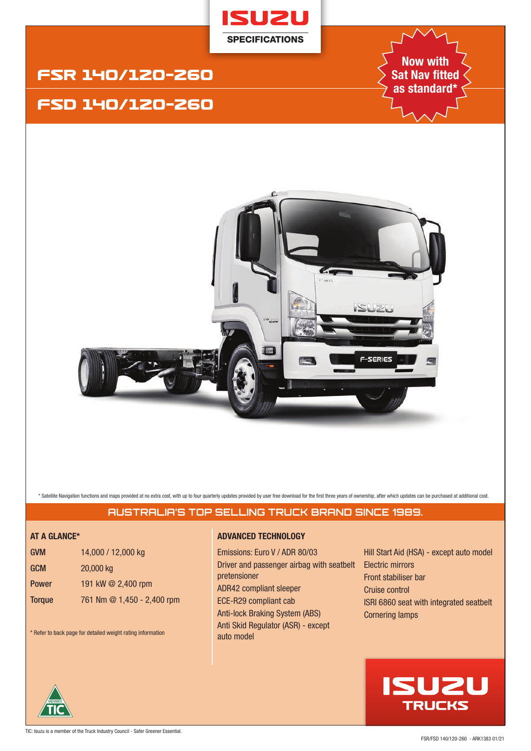# ISUZU SPECIFICATIONS

## FSR 140/120-260

## FSD 140/120-260

**Now with Sat Nav fitted as standard***

\* Satellite Navigation functions and maps provided at no extra cost, with up to four quarterly updates provided by user free download for the first three years of ownership, after which updates can be purchased at additional cost.

## AUSTRALIA'S TOP SELLING TRUCK BRAND SINCE 1989.

### AT A GLANCE*

| | |
|---|---|
| **GVM** | 14,000 / 12,000 kg |
| **GCM** | 20,000 kg |
| **Power** | 191 kW @ 2,400 rpm |
| **Torque** | 761 Nm @ 1,450 - 2,400 rpm |

\* Refer to back page for detailed weight rating information

### ADVANCED TECHNOLOGY

- Emissions: Euro V / ADR 80/03
- Driver and passenger airbag with seatbelt pretensioner
- ADR42 compliant sleeper
- ECE-R29 compliant cab
- Anti-lock Braking System (ABS)
- Anti Skid Regulator (ASR) - except auto model
- Hill Start Aid (HSA) - except auto model
- Electric mirrors
- Front stabiliser bar
- Cruise control
- ISRI 6860 seat with integrated seatbelt
- Cornering lamps

ISUZU TRUCKS

TIC: Isuzu is a member of the Truck Industry Council - Safer Greener Essential.

FSR/FSD 140/120-260 - ARK1383 01/21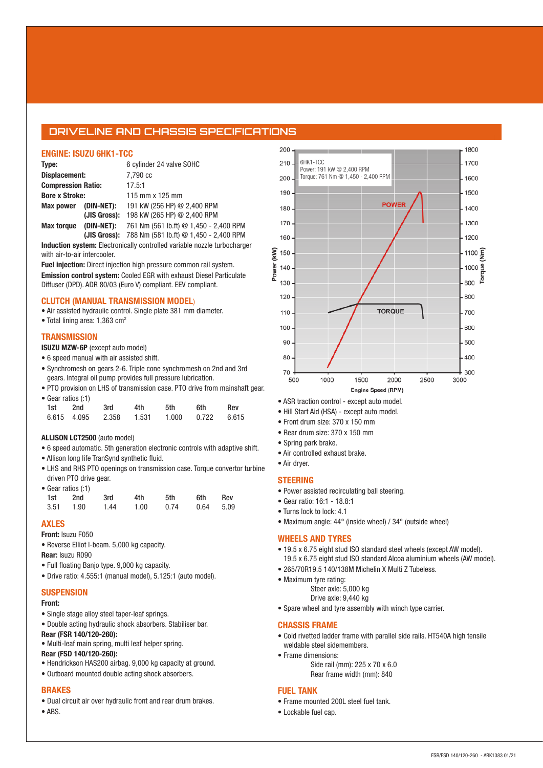## DRIVELINE AND CHASSIS SPECIFICATIONS

### ENGINE: ISUZU 6HK1-TCC

| | |
|---|---|
| **Type:** | 6 cylinder 24 valve SOHC |
| **Displacement:** | 7,790 cc |
| **Compression Ratio:** | 17.5:1 |
| **Bore x Stroke:** | 115 mm x 125 mm |
| **Max power (DIN-NET):** | 191 kW (256 HP) @ 2,400 RPM |
| **(JIS Gross):** | 198 kW (265 HP) @ 2,400 RPM |
| **Max torque (DIN-NET):** | 761 Nm (561 lb.ft) @ 1,450 - 2,400 RPM |
| **(JIS Gross):** | 788 Nm (581 lb.ft) @ 1,450 - 2,400 RPM |

**Induction system:** Electronically controlled variable nozzle turbocharger with air-to-air intercooler.

**Fuel injection:** Direct injection high pressure common rail system.

**Emission control system:** Cooled EGR with exhaust Diesel Particulate Diffuser (DPD). ADR 80/03 (Euro V) compliant. EEV compliant.

### CLUTCH (MANUAL TRANSMISSION MODEL)

- Air assisted hydraulic control. Single plate 381 mm diameter.
- Total lining area: 1,363 cm$^2$

### TRANSMISSION

**ISUZU MZW-6P** (except auto model)

- 6 speed manual with air assisted shift.
- Synchromesh on gears 2-6. Triple cone synchromesh on 2nd and 3rd gears. Integral oil pump provides full pressure lubrication.
- PTO provision on LHS of transmission case. PTO drive from mainshaft gear.
- Gear ratios (:1)

| 1st | 2nd | 3rd | 4th | 5th | 6th | Rev |
|---|---|---|---|---|---|---|
| 6.615 | 4.095 | 2.358 | 1.531 | 1.000 | 0.722 | 6.615 |

**ALLISON LCT2500** (auto model)

- 6 speed automatic. 5th generation electronic controls with adaptive shift.
- Allison long life TranSynd synthetic fluid.
- LHS and RHS PTO openings on transmission case. Torque convertor turbine driven PTO drive gear.
- Gear ratios (:1)

| 1st | 2nd | 3rd | 4th | 5th | 6th | Rev |
|---|---|---|---|---|---|---|
| 3.51 | 1.90 | 1.44 | 1.00 | 0.74 | 0.64 | 5.09 |

### AXLES

**Front:** Isuzu F050

- Reverse Elliot I-beam. 5,000 kg capacity.

**Rear:** Isuzu R090

- Full floating Banjo type. 9,000 kg capacity.
- Drive ratio: 4.555:1 (manual model), 5.125:1 (auto model).

### SUSPENSION

**Front:**

- Single stage alloy steel taper-leaf springs.
- Double acting hydraulic shock absorbers. Stabiliser bar.

**Rear (FSR 140/120-260):**

- Multi-leaf main spring, multi leaf helper spring.

**Rear (FSD 140/120-260):**

- Hendrickson HAS200 airbag. 9,000 kg capacity at ground.
- Outboard mounted double acting shock absorbers.

### BRAKES

- Dual circuit air over hydraulic front and rear drum brakes.
- ABS.

6HK1-TCC
Power: 191 kW @ 2,400 RPM
Torque: 761 Nm @ 1,450 - 2,400 RPM

- ASR traction control - except auto model.
- Hill Start Aid (HSA) - except auto model.
- Front drum size: 370 x 150 mm
- Rear drum size: 370 x 150 mm
- Spring park brake.
- Air controlled exhaust brake.
- Air dryer.

### STEERING

- Power assisted recirculating ball steering.
- Gear ratio: 16:1 - 18.8:1
- Turns lock to lock: 4.1
- Maximum angle: 44° (inside wheel) / 34° (outside wheel)

### WHEELS AND TYRES

- 19.5 x 6.75 eight stud ISO standard steel wheels (except AW model). 19.5 x 6.75 eight stud ISO standard Alcoa aluminium wheels (AW model).
- 265/70R19.5 140/138M Michelin X Multi Z Tubeless.
- Maximum tyre rating:
  Steer axle: 5,000 kg
  Drive axle: 9,440 kg
- Spare wheel and tyre assembly with winch type carrier.

### CHASSIS FRAME

- Cold rivetted ladder frame with parallel side rails. HT540A high tensile weldable steel sidemembers.
- Frame dimensions:
  Side rail (mm): 225 x 70 x 6.0
  Rear frame width (mm): 840

### FUEL TANK

- Frame mounted 200L steel fuel tank.
- Lockable fuel cap.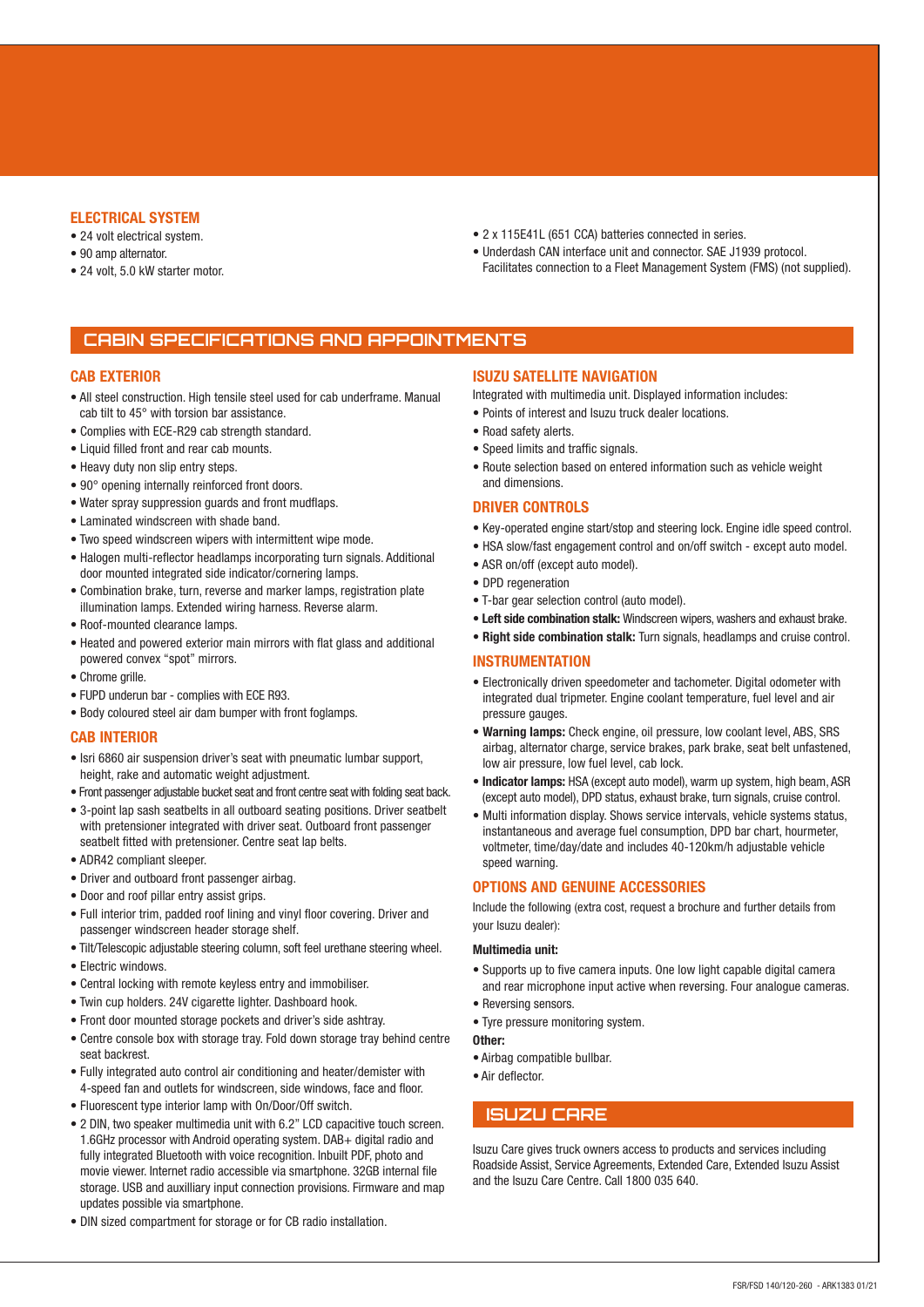## ELECTRICAL SYSTEM

- 24 volt electrical system.
- 90 amp alternator.
- 24 volt, 5.0 kW starter motor.
- 2 x 115E41L (651 CCA) batteries connected in series.
- Underdash CAN interface unit and connector. SAE J1939 protocol. Facilitates connection to a Fleet Management System (FMS) (not supplied).

# CABIN SPECIFICATIONS AND APPOINTMENTS

## CAB EXTERIOR

- All steel construction. High tensile steel used for cab underframe. Manual cab tilt to 45° with torsion bar assistance.
- Complies with ECE-R29 cab strength standard.
- Liquid filled front and rear cab mounts.
- Heavy duty non slip entry steps.
- 90° opening internally reinforced front doors.
- Water spray suppression guards and front mudflaps.
- Laminated windscreen with shade band.
- Two speed windscreen wipers with intermittent wipe mode.
- Halogen multi-reflector headlamps incorporating turn signals. Additional door mounted integrated side indicator/cornering lamps.
- Combination brake, turn, reverse and marker lamps, registration plate illumination lamps. Extended wiring harness. Reverse alarm.
- Roof-mounted clearance lamps.
- Heated and powered exterior main mirrors with flat glass and additional powered convex "spot" mirrors.
- Chrome grille.
- FUPD underun bar - complies with ECE R93.
- Body coloured steel air dam bumper with front foglamps.

## CAB INTERIOR

- Isri 6860 air suspension driver's seat with pneumatic lumbar support, height, rake and automatic weight adjustment.
- Front passenger adjustable bucket seat and front centre seat with folding seat back.
- 3-point lap sash seatbelts in all outboard seating positions. Driver seatbelt with pretensioner integrated with driver seat. Outboard front passenger seatbelt fitted with pretensioner. Centre seat lap belts.
- ADR42 compliant sleeper.
- Driver and outboard front passenger airbag.
- Door and roof pillar entry assist grips.
- Full interior trim, padded roof lining and vinyl floor covering. Driver and passenger windscreen header storage shelf.
- Tilt/Telescopic adjustable steering column, soft feel urethane steering wheel.
- Electric windows.
- Central locking with remote keyless entry and immobiliser.
- Twin cup holders. 24V cigarette lighter. Dashboard hook.
- Front door mounted storage pockets and driver's side ashtray.
- Centre console box with storage tray. Fold down storage tray behind centre seat backrest.
- Fully integrated auto control air conditioning and heater/demister with 4-speed fan and outlets for windscreen, side windows, face and floor.
- Fluorescent type interior lamp with On/Door/Off switch.
- 2 DIN, two speaker multimedia unit with 6.2" LCD capacitive touch screen. 1.6GHz processor with Android operating system. DAB+ digital radio and fully integrated Bluetooth with voice recognition. Inbuilt PDF, photo and movie viewer. Internet radio accessible via smartphone. 32GB internal file storage. USB and auxilliary input connection provisions. Firmware and map updates possible via smartphone.
- DIN sized compartment for storage or for CB radio installation.

## ISUZU SATELLITE NAVIGATION

Integrated with multimedia unit. Displayed information includes:

- Points of interest and Isuzu truck dealer locations.
- Road safety alerts.
- Speed limits and traffic signals.
- Route selection based on entered information such as vehicle weight and dimensions.

## DRIVER CONTROLS

- Key-operated engine start/stop and steering lock. Engine idle speed control.
- HSA slow/fast engagement control and on/off switch - except auto model.
- ASR on/off (except auto model).
- DPD regeneration
- T-bar gear selection control (auto model).
- **Left side combination stalk:** Windscreen wipers, washers and exhaust brake.
- **Right side combination stalk:** Turn signals, headlamps and cruise control.

## INSTRUMENTATION

- Electronically driven speedometer and tachometer. Digital odometer with integrated dual tripmeter. Engine coolant temperature, fuel level and air pressure gauges.
- **Warning lamps:** Check engine, oil pressure, low coolant level, ABS, SRS airbag, alternator charge, service brakes, park brake, seat belt unfastened, low air pressure, low fuel level, cab lock.
- **Indicator lamps:** HSA (except auto model), warm up system, high beam, ASR (except auto model), DPD status, exhaust brake, turn signals, cruise control.
- Multi information display. Shows service intervals, vehicle systems status, instantaneous and average fuel consumption, DPD bar chart, hourmeter, voltmeter, time/day/date and includes 40-120km/h adjustable vehicle speed warning.

## OPTIONS AND GENUINE ACCESSORIES

Include the following (extra cost, request a brochure and further details from your Isuzu dealer):

**Multimedia unit:**

- Supports up to five camera inputs. One low light capable digital camera and rear microphone input active when reversing. Four analogue cameras.
- Reversing sensors.
- Tyre pressure monitoring system.

**Other:**

- Airbag compatible bullbar.
- Air deflector.

# ISUZU CARE

Isuzu Care gives truck owners access to products and services including Roadside Assist, Service Agreements, Extended Care, Extended Isuzu Assist and the Isuzu Care Centre. Call 1800 035 640.

FSR/FSD 140/120-260 - ARK1383 01/21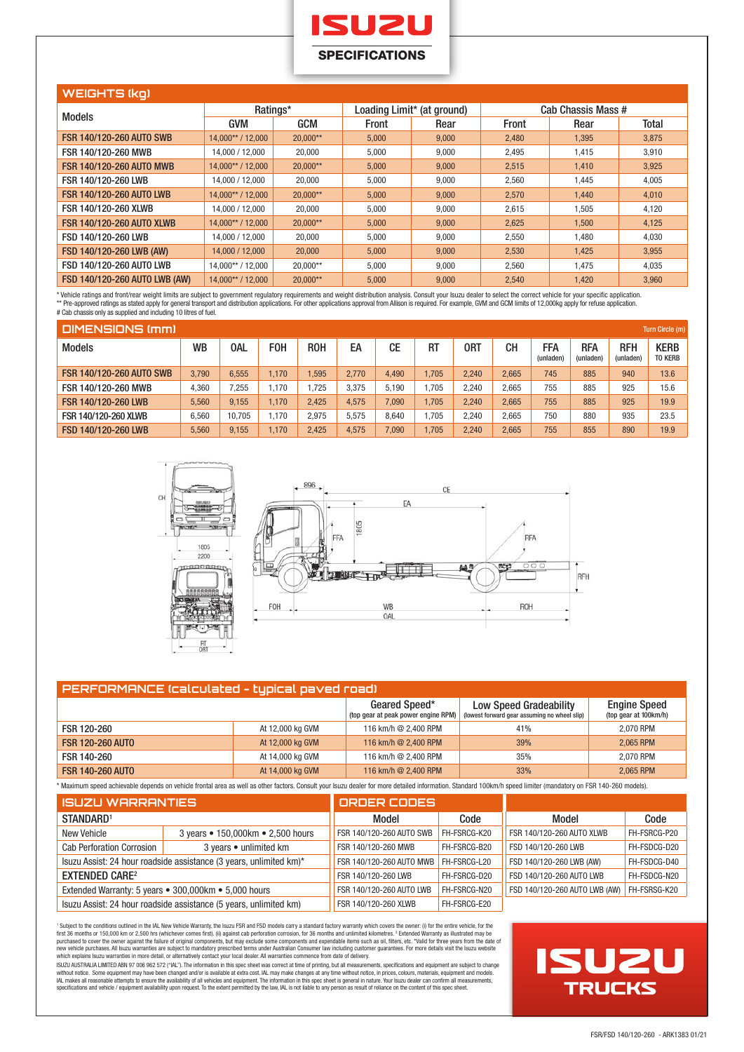# ISUZU SPECIFICATIONS

## WEIGHTS (kg)

| Models | Ratings* | | Loading Limit* (at ground) | | Cab Chassis Mass # | | |
|---|---|---|---|---|---|---|---|
| | GVM | GCM | Front | Rear | Front | Rear | Total |
| FSR 140/120-260 AUTO SWB | 14,000** / 12,000 | 20,000** | 5,000 | 9,000 | 2,480 | 1,395 | 3,875 |
| FSR 140/120-260 MWB | 14,000 / 12,000 | 20,000 | 5,000 | 9,000 | 2,495 | 1,415 | 3,910 |
| FSR 140/120-260 AUTO MWB | 14,000** / 12,000 | 20,000** | 5,000 | 9,000 | 2,515 | 1,410 | 3,925 |
| FSR 140/120-260 LWB | 14,000 / 12,000 | 20,000 | 5,000 | 9,000 | 2,560 | 1,445 | 4,005 |
| FSR 140/120-260 AUTO LWB | 14,000** / 12,000 | 20,000** | 5,000 | 9,000 | 2,570 | 1,440 | 4,010 |
| FSR 140/120-260 XLWB | 14,000 / 12,000 | 20,000 | 5,000 | 9,000 | 2,615 | 1,505 | 4,120 |
| FSR 140/120-260 AUTO XLWB | 14,000** / 12,000 | 20,000** | 5,000 | 9,000 | 2,625 | 1,500 | 4,125 |
| FSD 140/120-260 LWB | 14,000 / 12,000 | 20,000 | 5,000 | 9,000 | 2,550 | 1,480 | 4,030 |
| FSD 140/120-260 LWB (AW) | 14,000 / 12,000 | 20,000 | 5,000 | 9,000 | 2,530 | 1,425 | 3,955 |
| FSD 140/120-260 AUTO LWB | 14,000** / 12,000 | 20,000** | 5,000 | 9,000 | 2,560 | 1,475 | 4,035 |
| FSD 140/120-260 AUTO LWB (AW) | 14,000** / 12,000 | 20,000** | 5,000 | 9,000 | 2,540 | 1,420 | 3,960 |

* Vehicle ratings and front/rear weight limits are subject to government regulatory requirements and weight distribution analysis. Consult your Isuzu dealer to select the correct vehicle for your specific application.
** Pre-approved ratings as stated apply for general transport and distribution applications. For other applications approval from Allison is required. For example, GVM and GCM limits of 12,000kg apply for refuse application.
# Cab chassis only as supplied and including 10 litres of fuel.

## DIMENSIONS (mm)

| Models | WB | OAL | FOH | ROH | EA | CE | RT | ORT | CH | FFA (unladen) | RFA (unladen) | RFH (unladen) | KERB TO KERB (Turn Circle (m)) |
|---|---|---|---|---|---|---|---|---|---|---|---|---|---|
| FSR 140/120-260 AUTO SWB | 3,790 | 6,555 | 1,170 | 1,595 | 2,770 | 4,490 | 1,705 | 2,240 | 2,665 | 745 | 885 | 940 | 13.6 |
| FSR 140/120-260 MWB | 4,360 | 7,255 | 1,170 | 1,725 | 3,375 | 5,190 | 1,705 | 2,240 | 2,665 | 755 | 885 | 925 | 15.6 |
| FSR 140/120-260 LWB | 5,560 | 9,155 | 1,170 | 2,425 | 4,575 | 7,090 | 1,705 | 2,240 | 2,665 | 755 | 885 | 925 | 19.9 |
| FSR 140/120-260 XLWB | 6,560 | 10,705 | 1,170 | 2,975 | 5,575 | 8,640 | 1,705 | 2,240 | 2,665 | 750 | 880 | 935 | 23.5 |
| FSD 140/120-260 LWB | 5,560 | 9,155 | 1,170 | 2,425 | 4,575 | 7,090 | 1,705 | 2,240 | 2,665 | 755 | 855 | 890 | 19.9 |

CH
1605
2200
RT
ORT
896
CE
EA
1805
FFA
RFA
RFH
FOH
WB
OAL
ROH

## PERFORMANCE (calculated - typical paved road)

| | | Geared Speed* (top gear at peak power engine RPM) | Low Speed Gradeability (lowest forward gear assuming no wheel slip) | Engine Speed (top gear at 100km/h) |
|---|---|---|---|---|
| FSR 120-260 | At 12,000 kg GVM | 116 km/h @ 2,400 RPM | 41% | 2,070 RPM |
| FSR 120-260 AUTO | At 12,000 kg GVM | 116 km/h @ 2,400 RPM | 39% | 2,065 RPM |
| FSR 140-260 | At 14,000 kg GVM | 116 km/h @ 2,400 RPM | 35% | 2,070 RPM |
| FSR 120-260 AUTO | At 14,000 kg GVM | 116 km/h @ 2,400 RPM | 33% | 2,065 RPM |

* Maximum speed achievable depends on vehicle frontal area as well as other factors. Consult your Isuzu dealer for more detailed information. Standard 100km/h speed limiter (mandatory on FSR 140-260 models).

## ISUZU WARRANTIES

| STANDARD[1] | |
|---|---|
| New Vehicle | 3 years • 150,000km • 2,500 hours |
| Cab Perforation Corrosion | 3 years • unlimited km |
| Isuzu Assist: 24 hour roadside assistance (3 years, unlimited km)* | |
| **EXTENDED CARE[2]** | |
| Extended Warranty: 5 years • 300,000km • 5,000 hours | |
| Isuzu Assist: 24 hour roadside assistance (5 years, unlimited km) | |

## ORDER CODES

| Model | Code |
|---|---|
| FSR 140/120-260 AUTO SWB | FH-FSRCG-K20 |
| FSR 140/120-260 MWB | FH-FSRCG-B20 |
| FSR 140/120-260 AUTO MWB | FH-FSRCG-L20 |
| FSR 140/120-260 LWB | FH-FSRCG-D20 |
| FSR 140/120-260 AUTO LWB | FH-FSRCG-N20 |
| FSR 140/120-260 XLWB | FH-FSRCG-E20 |
| FSR 140/120-260 AUTO XLWB | FH-FSRCG-P20 |
| FSD 140/120-260 LWB | FH-FSDCG-D20 |
| FSD 140/120-260 LWB (AW) | FH-FSDCG-D40 |
| FSD 140/120-260 AUTO LWB | FH-FSDCG-N20 |
| FSD 140/120-260 AUTO LWB (AW) | FH-FSRSG-K20 |

[1] Subject to the conditions outlined in the IAL New Vehicle Warranty, the Isuzu FSR and FSD models carry a standard factory warranty which covers the owner: (i) for the entire vehicle, for the first 36 months or 150,000 km or 2,500 hrs (whichever comes first). (ii) against cab perforation corrosion, for 36 months and unlimited kilometres. [2] Extended Warranty as illustrated may be purchased to cover the owner against the failure of original components, but may exclude some components and expendable items such as oil, filters, etc. *Valid for three years from the date of new vehicle purchases. All Isuzu warranties are subject to mandatory prescribed terms under Australian Consumer law including customer guarantees. For more details visit the Isuzu website which explains Isuzu warranties in more detail, or alternatively contact your local dealer. All warranties commence from date of delivery.

ISUZU AUSTRALIA LIMITED ABN 97 006 962 572 ("IAL"). The information in this spec sheet was correct at time of printing, but all measurements, specifications and equipment are subject to change without notice. Some equipment may have been changed and/or is available at extra cost. IAL may make changes at any time without notice, in prices, colours, materials, equipment and models. IAL makes all reasonable attempts to ensure the availability of all vehicles and equipment. The information in this spec sheet is general in nature. Your Isuzu dealer can confirm all measurements, specifications and vehicle / equipment availability upon request. To the extent permitted by the law, IAL is not liable to any person as result of reliance on the content of this spec sheet.

ISUZU TRUCKS

FSR/FSD 140/120-260 - ARK1383 01/21